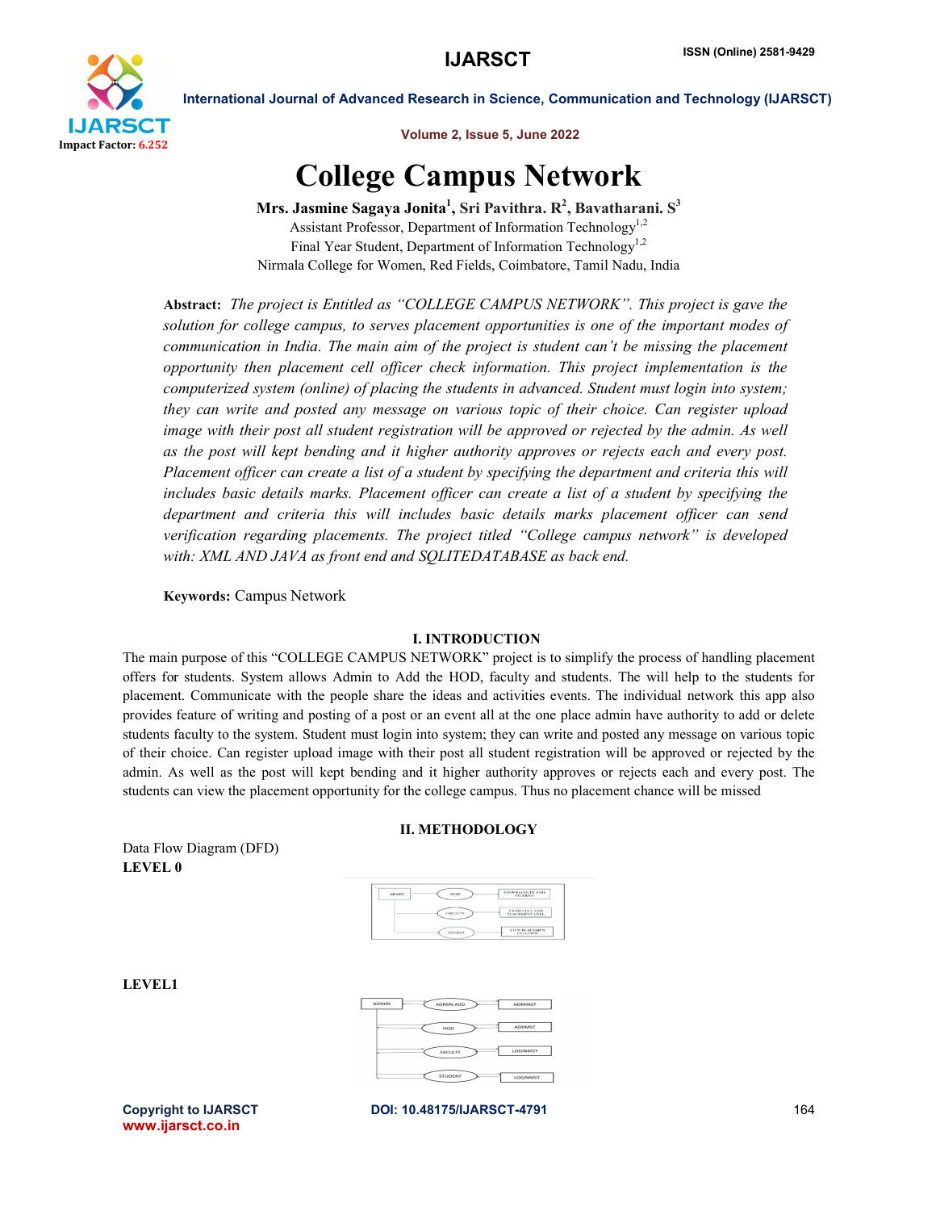# College Campus Network

**Mrs. Jasmine Sagaya Jonita[1], Sri Pavithra. R[2], Bavatharani. S[3]**

Assistant Professor, Department of Information Technology[1,2]

Final Year Student, Department of Information Technology[1,2]

Nirmala College for Women, Red Fields, Coimbatore, Tamil Nadu, India

**Abstract:** *The project is Entitled as "COLLEGE CAMPUS NETWORK". This project is gave the solution for college campus, to serves placement opportunities is one of the important modes of communication in India. The main aim of the project is student can't be missing the placement opportunity then placement cell officer check information. This project implementation is the computerized system (online) of placing the students in advanced. Student must login into system; they can write and posted any message on various topic of their choice. Can register upload image with their post all student registration will be approved or rejected by the admin. As well as the post will kept bending and it higher authority approves or rejects each and every post. Placement officer can create a list of a student by specifying the department and criteria this will includes basic details marks. Placement officer can create a list of a student by specifying the department and criteria this will includes basic details marks placement officer can send verification regarding placements. The project titled "College campus network" is developed with: XML AND JAVA as front end and SQLITEDATABASE as back end.*

**Keywords:** Campus Network

## I. INTRODUCTION

The main purpose of this "COLLEGE CAMPUS NETWORK" project is to simplify the process of handling placement offers for students. System allows Admin to Add the HOD, faculty and students. The will help to the students for placement. Communicate with the people share the ideas and activities events. The individual network this app also provides feature of writing and posting of a post or an event all at the one place admin have authority to add or delete students faculty to the system. Student must login into system; they can write and posted any message on various topic of their choice. Can register upload image with their post all student registration will be approved or rejected by the admin. As well as the post will kept bending and it higher authority approves or rejects each and every post. The students can view the placement opportunity for the college campus. Thus no placement chance will be missed

## II. METHODOLOGY

Data Flow Diagram (DFD)

**LEVEL 0**

**LEVEL1**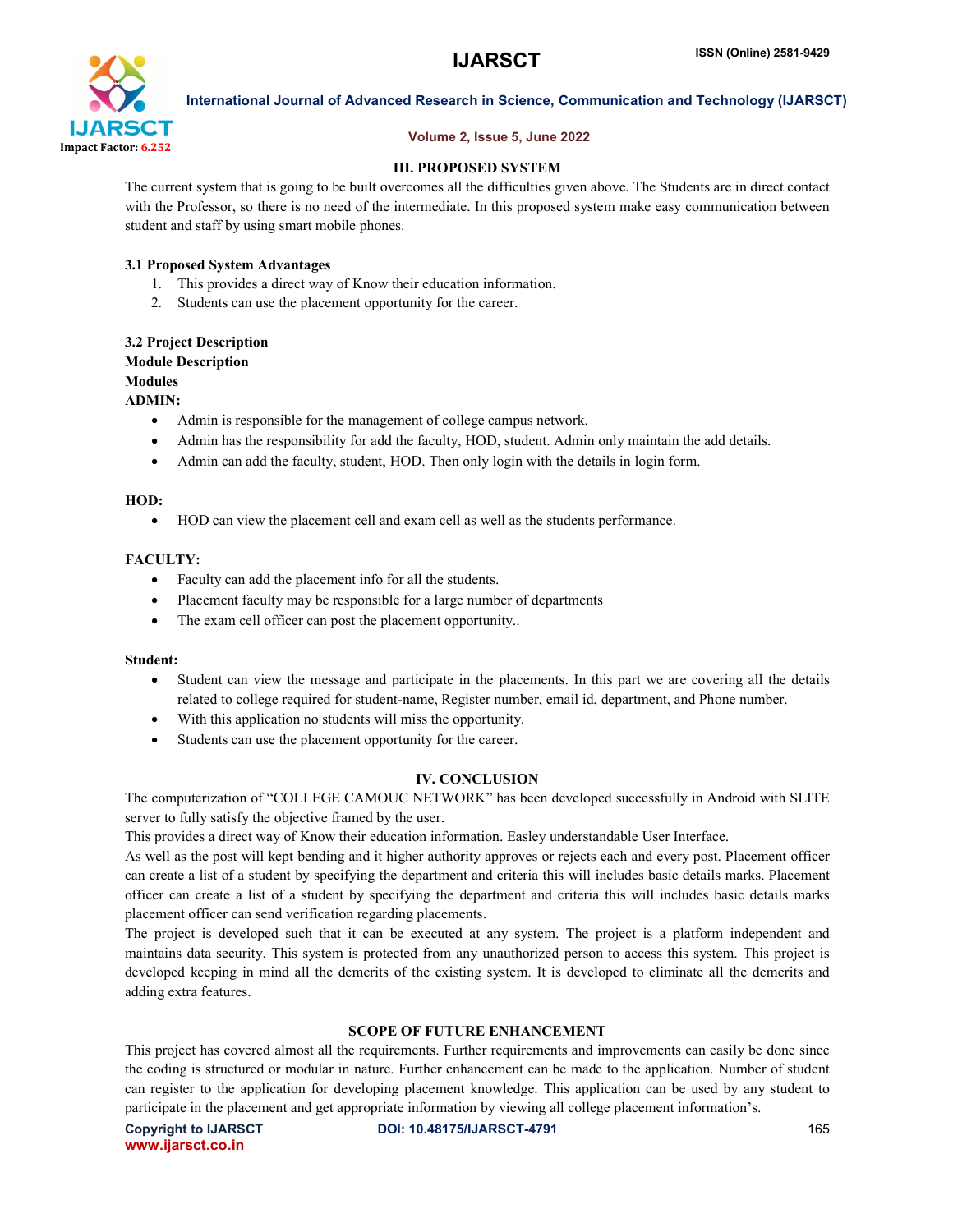## III. PROPOSED SYSTEM

The current system that is going to be built overcomes all the difficulties given above. The Students are in direct contact with the Professor, so there is no need of the intermediate. In this proposed system make easy communication between student and staff by using smart mobile phones.

### 3.1 Proposed System Advantages

1. This provides a direct way of Know their education information.
2. Students can use the placement opportunity for the career.

### 3.2 Project Description

**Module Description**

**Modules**

**ADMIN:**

- Admin is responsible for the management of college campus network.
- Admin has the responsibility for add the faculty, HOD, student. Admin only maintain the add details.
- Admin can add the faculty, student, HOD. Then only login with the details in login form.

**HOD:**

- HOD can view the placement cell and exam cell as well as the students performance.

**FACULTY:**

- Faculty can add the placement info for all the students.
- Placement faculty may be responsible for a large number of departments
- The exam cell officer can post the placement opportunity..

**Student:**

- Student can view the message and participate in the placements. In this part we are covering all the details related to college required for student-name, Register number, email id, department, and Phone number.
- With this application no students will miss the opportunity.
- Students can use the placement opportunity for the career.

## IV. CONCLUSION

The computerization of "COLLEGE CAMOUC NETWORK" has been developed successfully in Android with SLITE server to fully satisfy the objective framed by the user.

This provides a direct way of Know their education information. Easley understandable User Interface.

As well as the post will kept bending and it higher authority approves or rejects each and every post. Placement officer can create a list of a student by specifying the department and criteria this will includes basic details marks. Placement officer can create a list of a student by specifying the department and criteria this will includes basic details marks placement officer can send verification regarding placements.

The project is developed such that it can be executed at any system. The project is a platform independent and maintains data security. This system is protected from any unauthorized person to access this system. This project is developed keeping in mind all the demerits of the existing system. It is developed to eliminate all the demerits and adding extra features.

## SCOPE OF FUTURE ENHANCEMENT

This project has covered almost all the requirements. Further requirements and improvements can easily be done since the coding is structured or modular in nature. Further enhancement can be made to the application. Number of student can register to the application for developing placement knowledge. This application can be used by any student to participate in the placement and get appropriate information by viewing all college placement information's.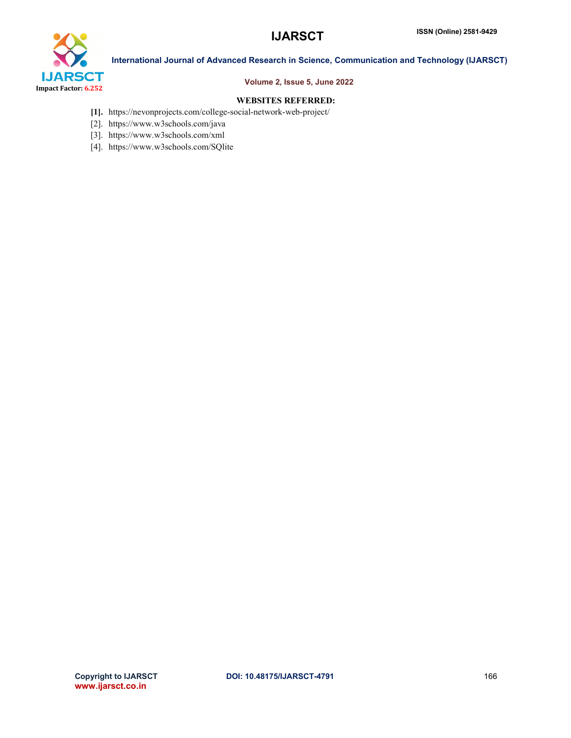### WEBSITES REFERRED:

**[1].** https://nevonprojects.com/college-social-network-web-project/

[2]. https://www.w3schools.com/java

[3]. https://www.w3schools.com/xml

[4]. https://www.w3schools.com/SQlite